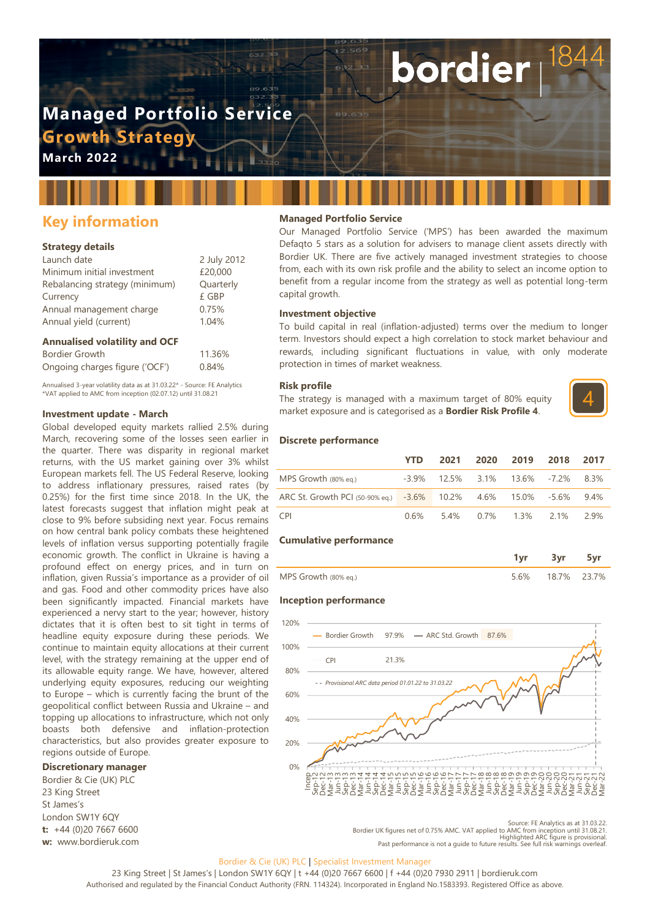# Managed Portfolio Service

## Growth Strategy

**March 2022**

bordier | 1844

## Key information

### Strategy details

| | |
|---|---|
| Launch date | 2 July 2012 |
| Minimum initial investment | £20,000 |
| Rebalancing strategy (minimum) | Quarterly |
| Currency | £ GBP |
| Annual management charge | 0.75% |
| Annual yield (current) | 1.04% |

### Annualised volatility and OCF

| | |
|---|---|
| Bordier Growth | 11.36% |
| Ongoing charges figure ('OCF') | 0.84% |

Annualised 3-year volatility data as at 31.03.22* - Source: FE Analytics
*VAT applied to AMC from inception (02.07.12) until 31.08.21

### Investment update - March

Global developed equity markets rallied 2.5% during March, recovering some of the losses seen earlier in the quarter. There was disparity in regional market returns, with the US market gaining over 3% whilst European markets fell. The US Federal Reserve, looking to address inflationary pressures, raised rates (by 0.25%) for the first time since 2018. In the UK, the latest forecasts suggest that inflation might peak at close to 9% before subsiding next year. Focus remains on how central bank policy combats these heightened levels of inflation versus supporting potentially fragile economic growth. The conflict in Ukraine is having a profound effect on energy prices, and in turn on inflation, given Russia's importance as a provider of oil and gas. Food and other commodity prices have also been significantly impacted. Financial markets have experienced a nervy start to the year; however, history dictates that it is often best to sit tight in terms of headline equity exposure during these periods. We continue to maintain equity allocations at their current level, with the strategy remaining at the upper end of its allowable equity range. We have, however, altered underlying equity exposures, reducing our weighting to Europe – which is currently facing the brunt of the geopolitical conflict between Russia and Ukraine – and topping up allocations to infrastructure, which not only boasts both defensive and inflation-protection characteristics, but also provides greater exposure to regions outside of Europe.

### Discretionary manager

Bordier & Cie (UK) PLC
23 King Street
St James's
London SW1Y 6QY
**t:** +44 (0)20 7667 6600
**w:** www.bordieruk.com

### Managed Portfolio Service

Our Managed Portfolio Service ('MPS') has been awarded the maximum Defaqto 5 stars as a solution for advisers to manage client assets directly with Bordier UK. There are five actively managed investment strategies to choose from, each with its own risk profile and the ability to select an income option to benefit from a regular income from the strategy as well as potential long-term capital growth.

### Investment objective

To build capital in real (inflation-adjusted) terms over the medium to longer term. Investors should expect a high correlation to stock market behaviour and rewards, including significant fluctuations in value, with only moderate protection in times of market weakness.

### Risk profile

The strategy is managed with a maximum target of 80% equity market exposure and is categorised as a **Bordier Risk Profile 4**.

4

### Discrete performance

| | YTD | 2021 | 2020 | 2019 | 2018 | 2017 |
|---|---|---|---|---|---|---|
| MPS Growth (80% eq.) | -3.9% | 12.5% | 3.1% | 13.6% | -7.2% | 8.3% |
| ARC St. Growth PCI (50-90% eq.) | -3.6% | 10.2% | 4.6% | 15.0% | -5.6% | 9.4% |
| CPI | 0.6% | 5.4% | 0.7% | 1.3% | 2.1% | 2.9% |

### Cumulative performance

| | 1yr | 3yr | 5yr |
|---|---|---|---|
| MPS Growth (80% eq.) | 5.6% | 18.7% | 23.7% |

### Inception performance

Bordier Growth 97.9% — ARC Std. Growth 87.6% — CPI 21.3%

- - Provisional ARC data period 01.01.22 to 31.03.22

Source: FE Analytics as at 31.03.22.
Bordier UK figures net of 0.75% AMC. VAT applied to AMC from inception until 31.08.21.
Highlighted ARC figure is provisional.
Past performance is not a guide to future results. See full risk warnings overleaf.

Bordier & Cie (UK) PLC | Specialist Investment Manager
23 King Street | St James's | London SW1Y 6QY | t +44 (0)20 7667 6600 | f +44 (0)20 7930 2911 | bordieruk.com
Authorised and regulated by the Financial Conduct Authority (FRN. 114324). Incorporated in England No.1583393. Registered Office as above.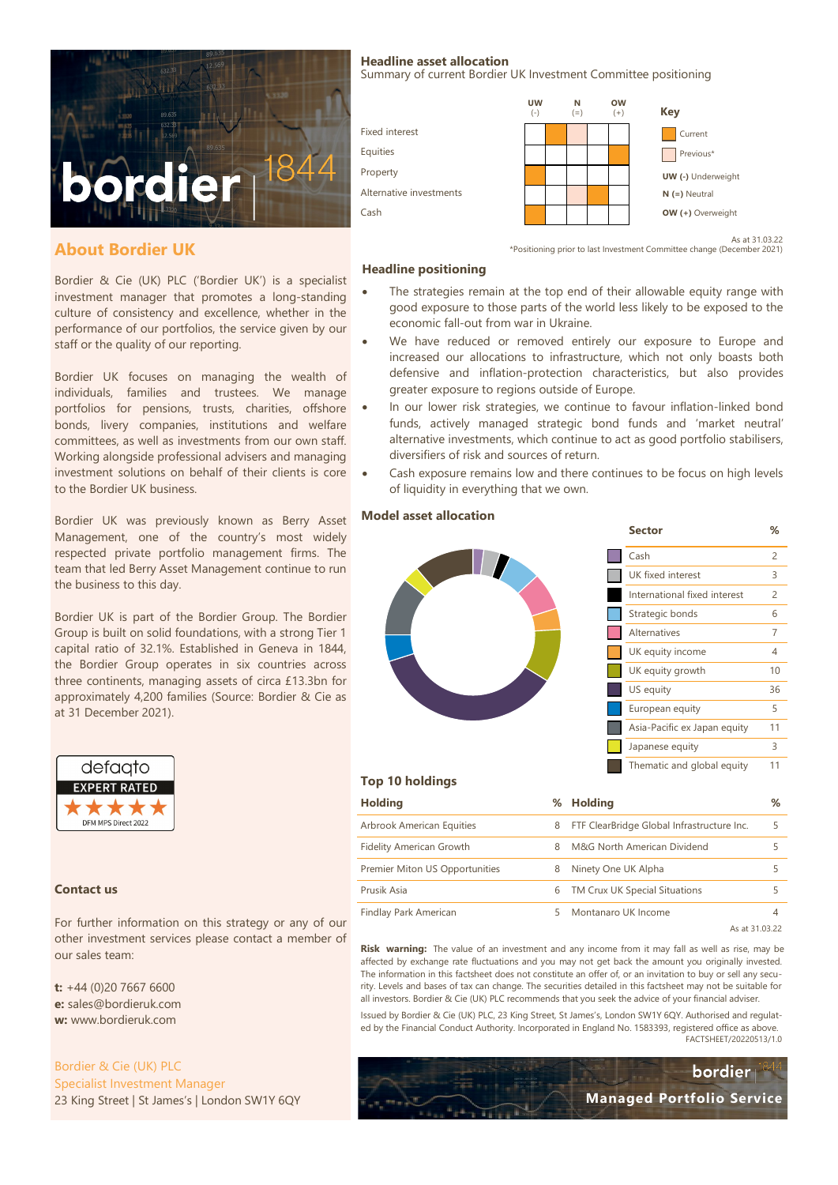## About Bordier UK

Bordier & Cie (UK) PLC ('Bordier UK') is a specialist investment manager that promotes a long-standing culture of consistency and excellence, whether in the performance of our portfolios, the service given by our staff or the quality of our reporting.

Bordier UK focuses on managing the wealth of individuals, families and trustees. We manage portfolios for pensions, trusts, charities, offshore bonds, livery companies, institutions and welfare committees, as well as investments from our own staff. Working alongside professional advisers and managing investment solutions on behalf of their clients is core to the Bordier UK business.

Bordier UK was previously known as Berry Asset Management, one of the country's most widely respected private portfolio management firms. The team that led Berry Asset Management continue to run the business to this day.

Bordier UK is part of the Bordier Group. The Bordier Group is built on solid foundations, with a strong Tier 1 capital ratio of 32.1%. Established in Geneva in 1844, the Bordier Group operates in six countries across three continents, managing assets of circa £13.3bn for approximately 4,200 families (Source: Bordier & Cie as at 31 December 2021).

defaqto
EXPERT RATED
DFM MPS Direct 2022

### Contact us

For further information on this strategy or any of our other investment services please contact a member of our sales team:

**t:** +44 (0)20 7667 6600
**e:** sales@bordieruk.com
**w:** www.bordieruk.com

Bordier & Cie (UK) PLC
Specialist Investment Manager
23 King Street | St James's | London SW1Y 6QY

### Headline asset allocation

Summary of current Bordier UK Investment Committee positioning

| | UW (-) | | N (=) | | OW (+) |
|---|---|---|---|---|---|
| Fixed interest | | Current | Previous* | | |
| Equities | | | | | Current |
| Property | Current | | | | |
| Alternative investments | | | Previous* | Current | |
| Cash | Current | | | | |

**Key**
Current
Previous*
**UW (-)** Underweight
**N (=)** Neutral
**OW (+)** Overweight

As at 31.03.22
*Positioning prior to last Investment Committee change (December 2021)

### Headline positioning

- The strategies remain at the top end of their allowable equity range with good exposure to those parts of the world less likely to be exposed to the economic fall-out from war in Ukraine.
- We have reduced or removed entirely our exposure to Europe and increased our allocations to infrastructure, which not only boasts both defensive and inflation-protection characteristics, but also provides greater exposure to regions outside of Europe.
- In our lower risk strategies, we continue to favour inflation-linked bond funds, actively managed strategic bond funds and 'market neutral' alternative investments, which continue to act as good portfolio stabilisers, diversifiers of risk and sources of return.
- Cash exposure remains low and there continues to be focus on high levels of liquidity in everything that we own.

### Model asset allocation

| Sector | % |
|---|---|
| Cash | 2 |
| UK fixed interest | 3 |
| International fixed interest | 2 |
| Strategic bonds | 6 |
| Alternatives | 7 |
| UK equity income | 4 |
| UK equity growth | 10 |
| US equity | 36 |
| European equity | 5 |
| Asia-Pacific ex Japan equity | 11 |
| Japanese equity | 3 |
| Thematic and global equity | 11 |

### Top 10 holdings

| Holding | % | Holding | % |
|---|---|---|---|
| Arbrook American Equities | 8 | FTF ClearBridge Global Infrastructure Inc. | 5 |
| Fidelity American Growth | 8 | M&G North American Dividend | 5 |
| Premier Miton US Opportunities | 8 | Ninety One UK Alpha | 5 |
| Prusik Asia | 6 | TM Crux UK Special Situations | 5 |
| Findlay Park American | 5 | Montanaro UK Income | 4 |

As at 31.03.22

**Risk warning:** The value of an investment and any income from it may fall as well as rise, may be affected by exchange rate fluctuations and you may not get back the amount you originally invested. The information in this factsheet does not constitute an offer of, or an invitation to buy or sell any security. Levels and bases of tax can change. The securities detailed in this factsheet may not be suitable for all investors. Bordier & Cie (UK) PLC recommends that you seek the advice of your financial adviser.

Issued by Bordier & Cie (UK) PLC, 23 King Street, St James's, London SW1Y 6QY. Authorised and regulated by the Financial Conduct Authority. Incorporated in England No. 1583393, registered office as above.
FACTSHEET/20220513/1.0

bordier 1844
Managed Portfolio Service